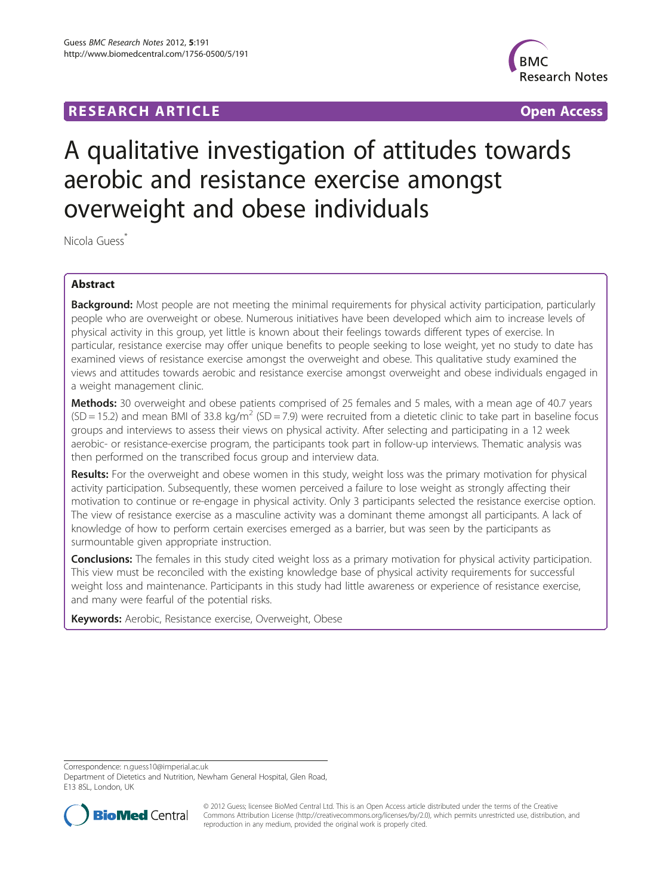RESEARCH ARTICLE **Open Access**

# A qualitative investigation of attitudes towards aerobic and resistance exercise amongst overweight and obese individuals

Nicola Guess[*]

## Abstract

**Background:** Most people are not meeting the minimal requirements for physical activity participation, particularly people who are overweight or obese. Numerous initiatives have been developed which aim to increase levels of physical activity in this group, yet little is known about their feelings towards different types of exercise. In particular, resistance exercise may offer unique benefits to people seeking to lose weight, yet no study to date has examined views of resistance exercise amongst the overweight and obese. This qualitative study examined the views and attitudes towards aerobic and resistance exercise amongst overweight and obese individuals engaged in a weight management clinic.

**Methods:** 30 overweight and obese patients comprised of 25 females and 5 males, with a mean age of 40.7 years (SD = 15.2) and mean BMI of 33.8 kg/m$^2$ (SD = 7.9) were recruited from a dietetic clinic to take part in baseline focus groups and interviews to assess their views on physical activity. After selecting and participating in a 12 week aerobic- or resistance-exercise program, the participants took part in follow-up interviews. Thematic analysis was then performed on the transcribed focus group and interview data.

**Results:** For the overweight and obese women in this study, weight loss was the primary motivation for physical activity participation. Subsequently, these women perceived a failure to lose weight as strongly affecting their motivation to continue or re-engage in physical activity. Only 3 participants selected the resistance exercise option. The view of resistance exercise as a masculine activity was a dominant theme amongst all participants. A lack of knowledge of how to perform certain exercises emerged as a barrier, but was seen by the participants as surmountable given appropriate instruction.

**Conclusions:** The females in this study cited weight loss as a primary motivation for physical activity participation. This view must be reconciled with the existing knowledge base of physical activity requirements for successful weight loss and maintenance. Participants in this study had little awareness or experience of resistance exercise, and many were fearful of the potential risks.

**Keywords:** Aerobic, Resistance exercise, Overweight, Obese

Correspondence: n.guess10@imperial.ac.uk
Department of Dietetics and Nutrition, Newham General Hospital, Glen Road, E13 8SL, London, UK

© 2012 Guess; licensee BioMed Central Ltd. This is an Open Access article distributed under the terms of the Creative Commons Attribution License (http://creativecommons.org/licenses/by/2.0), which permits unrestricted use, distribution, and reproduction in any medium, provided the original work is properly cited.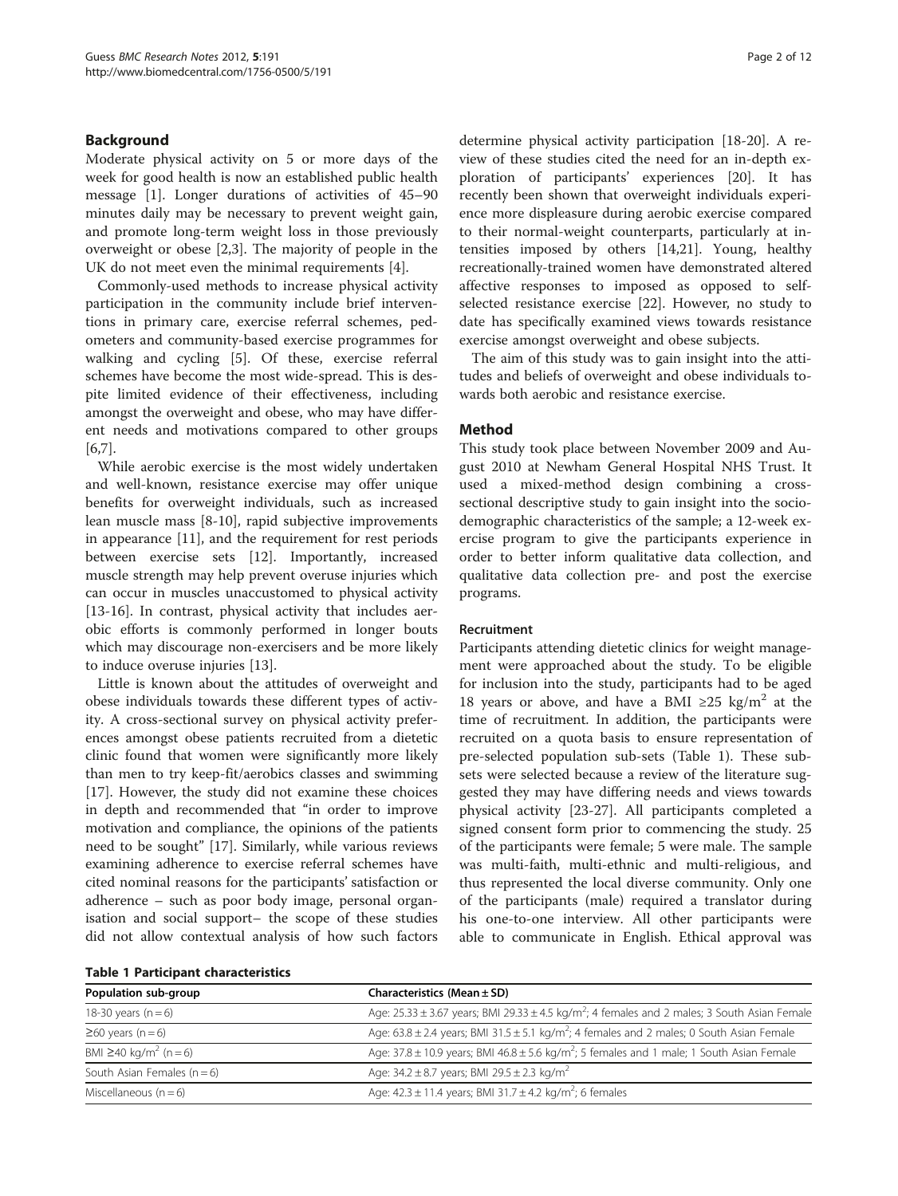## Background

Moderate physical activity on 5 or more days of the week for good health is now an established public health message [1]. Longer durations of activities of 45–90 minutes daily may be necessary to prevent weight gain, and promote long-term weight loss in those previously overweight or obese [2,3]. The majority of people in the UK do not meet even the minimal requirements [4].

Commonly-used methods to increase physical activity participation in the community include brief interventions in primary care, exercise referral schemes, pedometers and community-based exercise programmes for walking and cycling [5]. Of these, exercise referral schemes have become the most wide-spread. This is despite limited evidence of their effectiveness, including amongst the overweight and obese, who may have different needs and motivations compared to other groups [6,7].

While aerobic exercise is the most widely undertaken and well-known, resistance exercise may offer unique benefits for overweight individuals, such as increased lean muscle mass [8-10], rapid subjective improvements in appearance [11], and the requirement for rest periods between exercise sets [12]. Importantly, increased muscle strength may help prevent overuse injuries which can occur in muscles unaccustomed to physical activity [13-16]. In contrast, physical activity that includes aerobic efforts is commonly performed in longer bouts which may discourage non-exercisers and be more likely to induce overuse injuries [13].

Little is known about the attitudes of overweight and obese individuals towards these different types of activity. A cross-sectional survey on physical activity preferences amongst obese patients recruited from a dietetic clinic found that women were significantly more likely than men to try keep-fit/aerobics classes and swimming [17]. However, the study did not examine these choices in depth and recommended that "in order to improve motivation and compliance, the opinions of the patients need to be sought" [17]. Similarly, while various reviews examining adherence to exercise referral schemes have cited nominal reasons for the participants' satisfaction or adherence – such as poor body image, personal organisation and social support– the scope of these studies did not allow contextual analysis of how such factors determine physical activity participation [18-20]. A review of these studies cited the need for an in-depth exploration of participants' experiences [20]. It has recently been shown that overweight individuals experience more displeasure during aerobic exercise compared to their normal-weight counterparts, particularly at intensities imposed by others [14,21]. Young, healthy recreationally-trained women have demonstrated altered affective responses to imposed as opposed to self-selected resistance exercise [22]. However, no study to date has specifically examined views towards resistance exercise amongst overweight and obese subjects.

The aim of this study was to gain insight into the attitudes and beliefs of overweight and obese individuals towards both aerobic and resistance exercise.

## Method

This study took place between November 2009 and August 2010 at Newham General Hospital NHS Trust. It used a mixed-method design combining a cross-sectional descriptive study to gain insight into the socio-demographic characteristics of the sample; a 12-week exercise program to give the participants experience in order to better inform qualitative data collection, and qualitative data collection pre- and post the exercise programs.

### Recruitment

Participants attending dietetic clinics for weight management were approached about the study. To be eligible for inclusion into the study, participants had to be aged 18 years or above, and have a BMI $\geq 25$ kg/m$^2$ at the time of recruitment. In addition, the participants were recruited on a quota basis to ensure representation of pre-selected population sub-sets (Table 1). These sub-sets were selected because a review of the literature suggested they may have differing needs and views towards physical activity [23-27]. All participants completed a signed consent form prior to commencing the study. 25 of the participants were female; 5 were male. The sample was multi-faith, multi-ethnic and multi-religious, and thus represented the local diverse community. Only one of the participants (male) required a translator during his one-to-one interview. All other participants were able to communicate in English. Ethical approval was

**Table 1 Participant characteristics**

| Population sub-group | Characteristics (Mean ± SD) |
| --- | --- |
| 18-30 years (n = 6) | Age: 25.33 ± 3.67 years; BMI 29.33 ± 4.5 kg/m$^2$; 4 females and 2 males; 3 South Asian Female |
| ≥60 years (n = 6) | Age: 63.8 ± 2.4 years; BMI 31.5 ± 5.1 kg/m$^2$; 4 females and 2 males; 0 South Asian Female |
| BMI ≥40 kg/m$^2$ (n = 6) | Age: 37.8 ± 10.9 years; BMI 46.8 ± 5.6 kg/m$^2$; 5 females and 1 male; 1 South Asian Female |
| South Asian Females (n = 6) | Age: 34.2 ± 8.7 years; BMI 29.5 ± 2.3 kg/m$^2$ |
| Miscellaneous (n = 6) | Age: 42.3 ± 11.4 years; BMI 31.7 ± 4.2 kg/m$^2$; 6 females |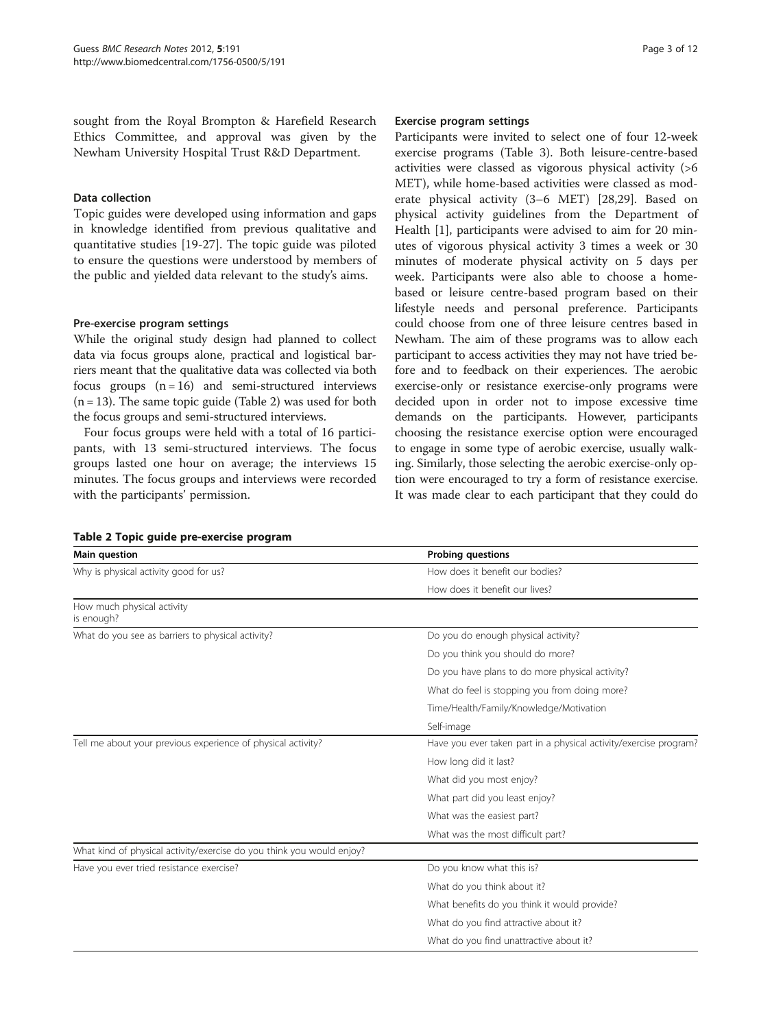sought from the Royal Brompton & Harefield Research Ethics Committee, and approval was given by the Newham University Hospital Trust R&D Department.

### Data collection

Topic guides were developed using information and gaps in knowledge identified from previous qualitative and quantitative studies [19-27]. The topic guide was piloted to ensure the questions were understood by members of the public and yielded data relevant to the study's aims.

### Pre-exercise program settings

While the original study design had planned to collect data via focus groups alone, practical and logistical barriers meant that the qualitative data was collected via both focus groups (n = 16) and semi-structured interviews (n = 13). The same topic guide (Table 2) was used for both the focus groups and semi-structured interviews.

Four focus groups were held with a total of 16 participants, with 13 semi-structured interviews. The focus groups lasted one hour on average; the interviews 15 minutes. The focus groups and interviews were recorded with the participants' permission.

### Exercise program settings

Participants were invited to select one of four 12-week exercise programs (Table 3). Both leisure-centre-based activities were classed as vigorous physical activity (>6 MET), while home-based activities were classed as moderate physical activity (3–6 MET) [28,29]. Based on physical activity guidelines from the Department of Health [1], participants were advised to aim for 20 minutes of vigorous physical activity 3 times a week or 30 minutes of moderate physical activity on 5 days per week. Participants were also able to choose a home-based or leisure centre-based program based on their lifestyle needs and personal preference. Participants could choose from one of three leisure centres based in Newham. The aim of these programs was to allow each participant to access activities they may not have tried before and to feedback on their experiences. The aerobic exercise-only or resistance exercise-only programs were decided upon in order not to impose excessive time demands on the participants. However, participants choosing the resistance exercise option were encouraged to engage in some type of aerobic exercise, usually walking. Similarly, those selecting the aerobic exercise-only option were encouraged to try a form of resistance exercise. It was made clear to each participant that they could do

**Table 2 Topic guide pre-exercise program**

| Main question | Probing questions |
|---|---|
| Why is physical activity good for us? | How does it benefit our bodies? |
| | How does it benefit our lives? |
| How much physical activity is enough? | |
| What do you see as barriers to physical activity? | Do you do enough physical activity? |
| | Do you think you should do more? |
| | Do you have plans to do more physical activity? |
| | What do feel is stopping you from doing more? |
| | Time/Health/Family/Knowledge/Motivation |
| | Self-image |
| Tell me about your previous experience of physical activity? | Have you ever taken part in a physical activity/exercise program? |
| | How long did it last? |
| | What did you most enjoy? |
| | What part did you least enjoy? |
| | What was the easiest part? |
| | What was the most difficult part? |
| What kind of physical activity/exercise do you think you would enjoy? | |
| Have you ever tried resistance exercise? | Do you know what this is? |
| | What do you think about it? |
| | What benefits do you think it would provide? |
| | What do you find attractive about it? |
| | What do you find unattractive about it? |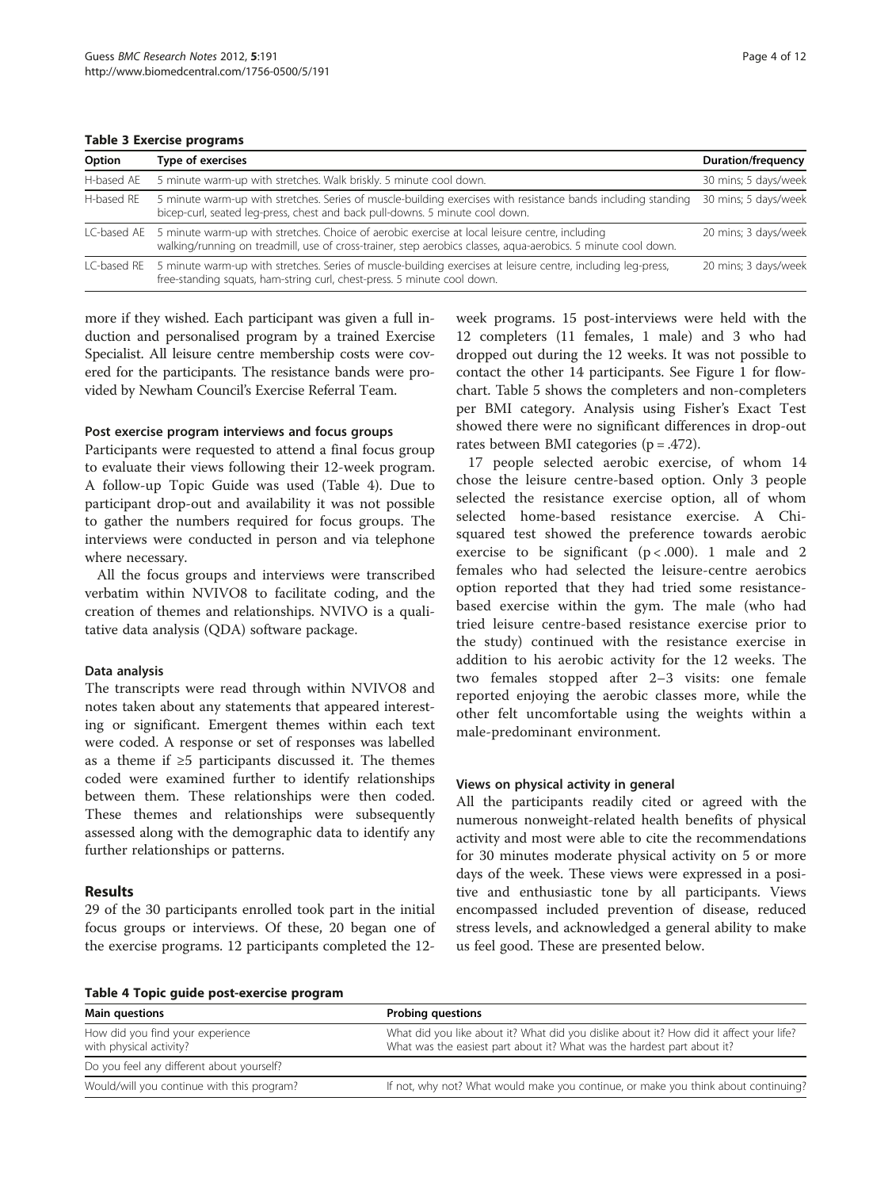**Table 3 Exercise programs**

| Option | Type of exercises | Duration/frequency |
| --- | --- | --- |
| H-based AE | 5 minute warm-up with stretches. Walk briskly. 5 minute cool down. | 30 mins; 5 days/week |
| H-based RE | 5 minute warm-up with stretches. Series of muscle-building exercises with resistance bands including standing bicep-curl, seated leg-press, chest and back pull-downs. 5 minute cool down. | 30 mins; 5 days/week |
| LC-based AE | 5 minute warm-up with stretches. Choice of aerobic exercise at local leisure centre, including walking/running on treadmill, use of cross-trainer, step aerobics classes, aqua-aerobics. 5 minute cool down. | 20 mins; 3 days/week |
| LC-based RE | 5 minute warm-up with stretches. Series of muscle-building exercises at leisure centre, including leg-press, free-standing squats, ham-string curl, chest-press. 5 minute cool down. | 20 mins; 3 days/week |

more if they wished. Each participant was given a full induction and personalised program by a trained Exercise Specialist. All leisure centre membership costs were covered for the participants. The resistance bands were provided by Newham Council's Exercise Referral Team.

#### Post exercise program interviews and focus groups

Participants were requested to attend a final focus group to evaluate their views following their 12-week program. A follow-up Topic Guide was used (Table 4). Due to participant drop-out and availability it was not possible to gather the numbers required for focus groups. The interviews were conducted in person and via telephone where necessary.

All the focus groups and interviews were transcribed verbatim within NVIVO8 to facilitate coding, and the creation of themes and relationships. NVIVO is a qualitative data analysis (QDA) software package.

#### Data analysis

The transcripts were read through within NVIVO8 and notes taken about any statements that appeared interesting or significant. Emergent themes within each text were coded. A response or set of responses was labelled as a theme if ≥5 participants discussed it. The themes coded were examined further to identify relationships between them. These relationships were then coded. These themes and relationships were subsequently assessed along with the demographic data to identify any further relationships or patterns.

## Results

29 of the 30 participants enrolled took part in the initial focus groups or interviews. Of these, 20 began one of the exercise programs. 12 participants completed the 12-week programs. 15 post-interviews were held with the 12 completers (11 females, 1 male) and 3 who had dropped out during the 12 weeks. It was not possible to contact the other 14 participants. See Figure 1 for flowchart. Table 5 shows the completers and non-completers per BMI category. Analysis using Fisher's Exact Test showed there were no significant differences in drop-out rates between BMI categories ($p = .472$).

17 people selected aerobic exercise, of whom 14 chose the leisure centre-based option. Only 3 people selected the resistance exercise option, all of whom selected home-based resistance exercise. A Chi-squared test showed the preference towards aerobic exercise to be significant ($p < .000$). 1 male and 2 females who had selected the leisure-centre aerobics option reported that they had tried some resistance-based exercise within the gym. The male (who had tried leisure centre-based resistance exercise prior to the study) continued with the resistance exercise in addition to his aerobic activity for the 12 weeks. The two females stopped after 2–3 visits: one female reported enjoying the aerobic classes more, while the other felt uncomfortable using the weights within a male-predominant environment.

#### Views on physical activity in general

All the participants readily cited or agreed with the numerous nonweight-related health benefits of physical activity and most were able to cite the recommendations for 30 minutes moderate physical activity on 5 or more days of the week. These views were expressed in a positive and enthusiastic tone by all participants. Views encompassed included prevention of disease, reduced stress levels, and acknowledged a general ability to make us feel good. These are presented below.

**Table 4 Topic guide post-exercise program**

| Main questions | Probing questions |
| --- | --- |
| How did you find your experience with physical activity? | What did you like about it? What did you dislike about it? How did it affect your life? What was the easiest part about it? What was the hardest part about it? |
| Do you feel any different about yourself? | |
| Would/will you continue with this program? | If not, why not? What would make you continue, or make you think about continuing? |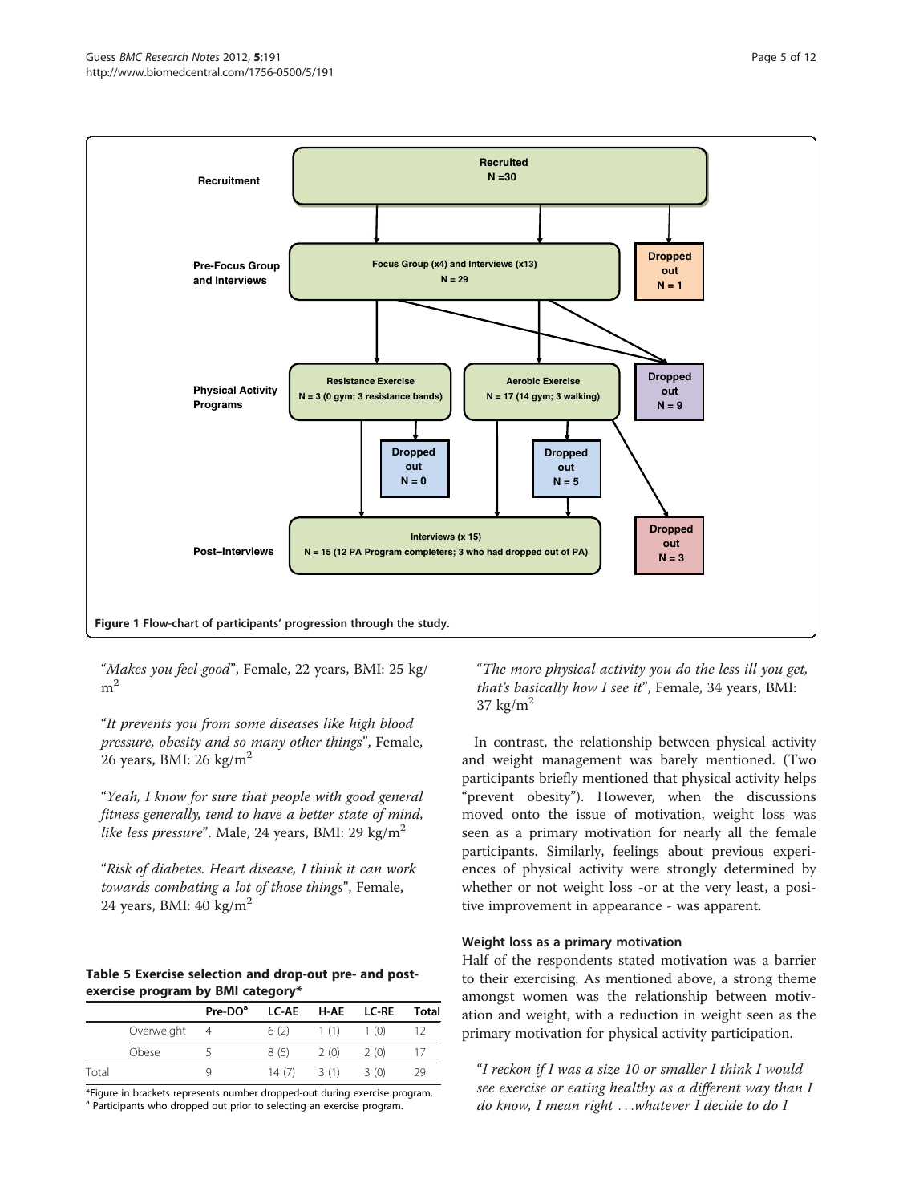Figure 1 Flow-chart of participants' progression through the study.

"*Makes you feel good*", Female, 22 years, BMI: 25 kg/m[2]

"*It prevents you from some diseases like high blood pressure, obesity and so many other things*", Female, 26 years, BMI: 26 kg/m[2]

"*Yeah, I know for sure that people with good general fitness generally, tend to have a better state of mind, like less pressure*". Male, 24 years, BMI: 29 kg/m[2]

"*Risk of diabetes. Heart disease, I think it can work towards combating a lot of those things*", Female, 24 years, BMI: 40 kg/m[2]

**Table 5 Exercise selection and drop-out pre- and post-exercise program by BMI category***

| | | Pre-DO[a] | LC-AE | H-AE | LC-RE | Total |
|---|---|---|---|---|---|---|
| | Overweight | 4 | 6 (2) | 1 (1) | 1 (0) | 12 |
| | Obese | 5 | 8 (5) | 2 (0) | 2 (0) | 17 |
| Total | | 9 | 14 (7) | 3 (1) | 3 (0) | 29 |

*Figure in brackets represents number dropped-out during exercise program.
[a] Participants who dropped out prior to selecting an exercise program.

"*The more physical activity you do the less ill you get, that's basically how I see it*", Female, 34 years, BMI: 37 kg/m[2]

In contrast, the relationship between physical activity and weight management was barely mentioned. (Two participants briefly mentioned that physical activity helps "prevent obesity"). However, when the discussions moved onto the issue of motivation, weight loss was seen as a primary motivation for nearly all the female participants. Similarly, feelings about previous experiences of physical activity were strongly determined by whether or not weight loss -or at the very least, a positive improvement in appearance - was apparent.

### Weight loss as a primary motivation

Half of the respondents stated motivation was a barrier to their exercising. As mentioned above, a strong theme amongst women was the relationship between motivation and weight, with a reduction in weight seen as the primary motivation for physical activity participation.

"*I reckon if I was a size 10 or smaller I think I would see exercise or eating healthy as a different way than I do know, I mean right ...whatever I decide to do I*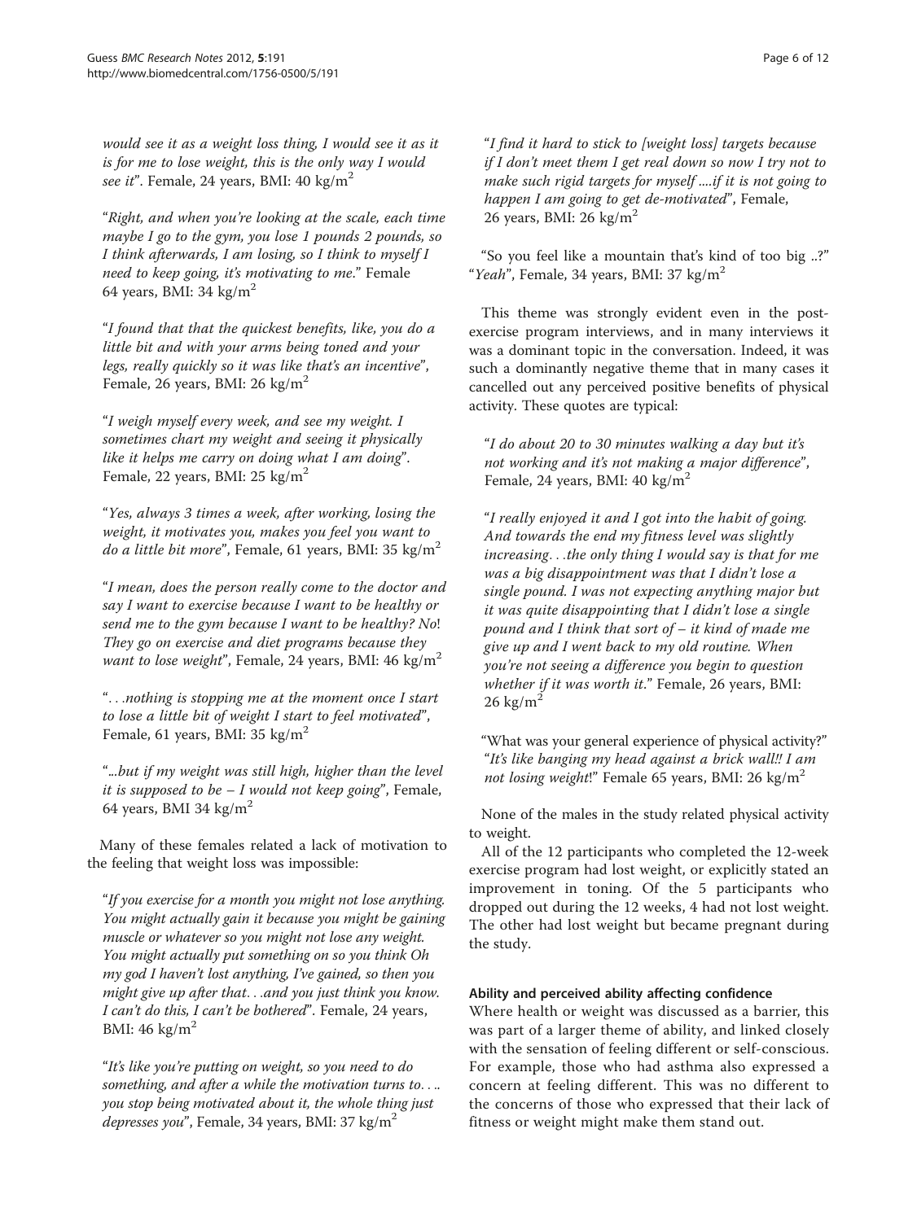*would see it as a weight loss thing, I would see it as it is for me to lose weight, this is the only way I would see it*". Female, 24 years, BMI: 40 kg/m$^2$

"*Right, and when you're looking at the scale, each time maybe I go to the gym, you lose 1 pounds 2 pounds, so I think afterwards, I am losing, so I think to myself I need to keep going, it's motivating to me*." Female 64 years, BMI: 34 kg/m$^2$

"*I found that that the quickest benefits, like, you do a little bit and with your arms being toned and your legs, really quickly so it was like that's an incentive*", Female, 26 years, BMI: 26 kg/m$^2$

"*I weigh myself every week, and see my weight. I sometimes chart my weight and seeing it physically like it helps me carry on doing what I am doing*". Female, 22 years, BMI: 25 kg/m$^2$

"*Yes, always 3 times a week, after working, losing the weight, it motivates you, makes you feel you want to do a little bit more*", Female, 61 years, BMI: 35 kg/m$^2$

"*I mean, does the person really come to the doctor and say I want to exercise because I want to be healthy or send me to the gym because I want to be healthy? No! They go on exercise and diet programs because they want to lose weight*", Female, 24 years, BMI: 46 kg/m$^2$

"*. . .nothing is stopping me at the moment once I start to lose a little bit of weight I start to feel motivated*", Female, 61 years, BMI: 35 kg/m$^2$

"*...but if my weight was still high, higher than the level it is supposed to be – I would not keep going*", Female, 64 years, BMI 34 kg/m$^2$

Many of these females related a lack of motivation to the feeling that weight loss was impossible:

"*If you exercise for a month you might not lose anything. You might actually gain it because you might be gaining muscle or whatever so you might not lose any weight. You might actually put something on so you think Oh my god I haven't lost anything, I've gained, so then you might give up after that. . .and you just think you know. I can't do this, I can't be bothered*". Female, 24 years, BMI: 46 kg/m$^2$

"*It's like you're putting on weight, so you need to do something, and after a while the motivation turns to. . .. you stop being motivated about it, the whole thing just depresses you*", Female, 34 years, BMI: 37 kg/m$^2$

"*I find it hard to stick to [weight loss] targets because if I don't meet them I get real down so now I try not to make such rigid targets for myself ....if it is not going to happen I am going to get de-motivated*", Female, 26 years, BMI: 26 kg/m$^2$

"So you feel like a mountain that's kind of too big ..?" "*Yeah*", Female, 34 years, BMI: 37 kg/m$^2$

This theme was strongly evident even in the post-exercise program interviews, and in many interviews it was a dominant topic in the conversation. Indeed, it was such a dominantly negative theme that in many cases it cancelled out any perceived positive benefits of physical activity. These quotes are typical:

"*I do about 20 to 30 minutes walking a day but it's not working and it's not making a major difference*", Female, 24 years, BMI: 40 kg/m$^2$

"*I really enjoyed it and I got into the habit of going. And towards the end my fitness level was slightly increasing. . .the only thing I would say is that for me was a big disappointment was that I didn't lose a single pound. I was not expecting anything major but it was quite disappointing that I didn't lose a single pound and I think that sort of – it kind of made me give up and I went back to my old routine. When you're not seeing a difference you begin to question whether if it was worth it*." Female, 26 years, BMI: 26 kg/m$^2$

"What was your general experience of physical activity?" "*It's like banging my head against a brick wall!! I am not losing weight*!" Female 65 years, BMI: 26 kg/m$^2$

None of the males in the study related physical activity to weight.

All of the 12 participants who completed the 12-week exercise program had lost weight, or explicitly stated an improvement in toning. Of the 5 participants who dropped out during the 12 weeks, 4 had not lost weight. The other had lost weight but became pregnant during the study.

#### Ability and perceived ability affecting confidence

Where health or weight was discussed as a barrier, this was part of a larger theme of ability, and linked closely with the sensation of feeling different or self-conscious. For example, those who had asthma also expressed a concern at feeling different. This was no different to the concerns of those who expressed that their lack of fitness or weight might make them stand out.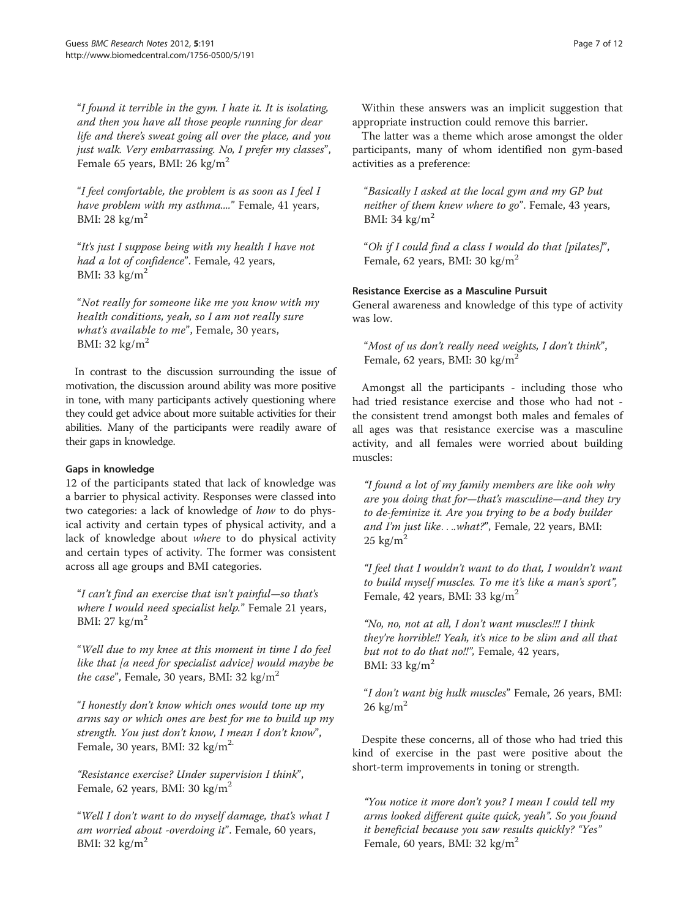"*I found it terrible in the gym. I hate it. It is isolating, and then you have all those people running for dear life and there's sweat going all over the place, and you just walk. Very embarrassing. No, I prefer my classes*", Female 65 years, BMI: 26 kg/m$^2$

"*I feel comfortable, the problem is as soon as I feel I have problem with my asthma....*" Female, 41 years, BMI: 28 kg/m$^2$

"*It's just I suppose being with my health I have not had a lot of confidence*". Female, 42 years, BMI: 33 kg/m$^2$

"*Not really for someone like me you know with my health conditions, yeah, so I am not really sure what's available to me*", Female, 30 years, BMI: 32 kg/m$^2$

In contrast to the discussion surrounding the issue of motivation, the discussion around ability was more positive in tone, with many participants actively questioning where they could get advice about more suitable activities for their abilities. Many of the participants were readily aware of their gaps in knowledge.

#### Gaps in knowledge

12 of the participants stated that lack of knowledge was a barrier to physical activity. Responses were classed into two categories: a lack of knowledge of *how* to do physical activity and certain types of physical activity, and a lack of knowledge about *where* to do physical activity and certain types of activity. The former was consistent across all age groups and BMI categories.

"*I can't find an exercise that isn't painful—so that's where I would need specialist help.*" Female 21 years, BMI: 27 kg/m$^2$

"*Well due to my knee at this moment in time I do feel like that [a need for specialist advice] would maybe be the case*", Female, 30 years, BMI: 32 kg/m$^2$

"*I honestly don't know which ones would tone up my arms say or which ones are best for me to build up my strength. You just don't know, I mean I don't know*", Female, 30 years, BMI: 32 kg/m$^2$.

*"Resistance exercise? Under supervision I think"*, Female, 62 years, BMI: 30 kg/m$^2$

"*Well I don't want to do myself damage, that's what I am worried about -overdoing it*". Female, 60 years, BMI: 32 kg/m$^2$

Within these answers was an implicit suggestion that appropriate instruction could remove this barrier.

The latter was a theme which arose amongst the older participants, many of whom identified non gym-based activities as a preference:

"*Basically I asked at the local gym and my GP but neither of them knew where to go*". Female, 43 years, BMI: 34 kg/m$^2$

"*Oh if I could find a class I would do that [pilates]*", Female, 62 years, BMI: 30 kg/m$^2$

#### Resistance Exercise as a Masculine Pursuit

General awareness and knowledge of this type of activity was low.

"*Most of us don't really need weights, I don't think*", Female, 62 years, BMI: 30 kg/m$^2$

Amongst all the participants - including those who had tried resistance exercise and those who had not - the consistent trend amongst both males and females of all ages was that resistance exercise was a masculine activity, and all females were worried about building muscles:

*"I found a lot of my family members are like ooh why are you doing that for—that's masculine—and they try to de-feminize it. Are you trying to be a body builder and I'm just like. . ..what?"*, Female, 22 years, BMI: 25 kg/m$^2$

*"I feel that I wouldn't want to do that, I wouldn't want to build myself muscles. To me it's like a man's sport",* Female, 42 years, BMI: 33 kg/m$^2$

*"No, no, not at all, I don't want muscles!!! I think they're horrible!! Yeah, it's nice to be slim and all that but not to do that no!!",* Female, 42 years, BMI: 33 kg/m$^2$

"*I don't want big hulk muscles*" Female, 26 years, BMI: 26 kg/m$^2$

Despite these concerns, all of those who had tried this kind of exercise in the past were positive about the short-term improvements in toning or strength.

*"You notice it more don't you? I mean I could tell my arms looked different quite quick, yeah". So you found it beneficial because you saw results quickly? "Yes"* Female, 60 years, BMI: 32 kg/m$^2$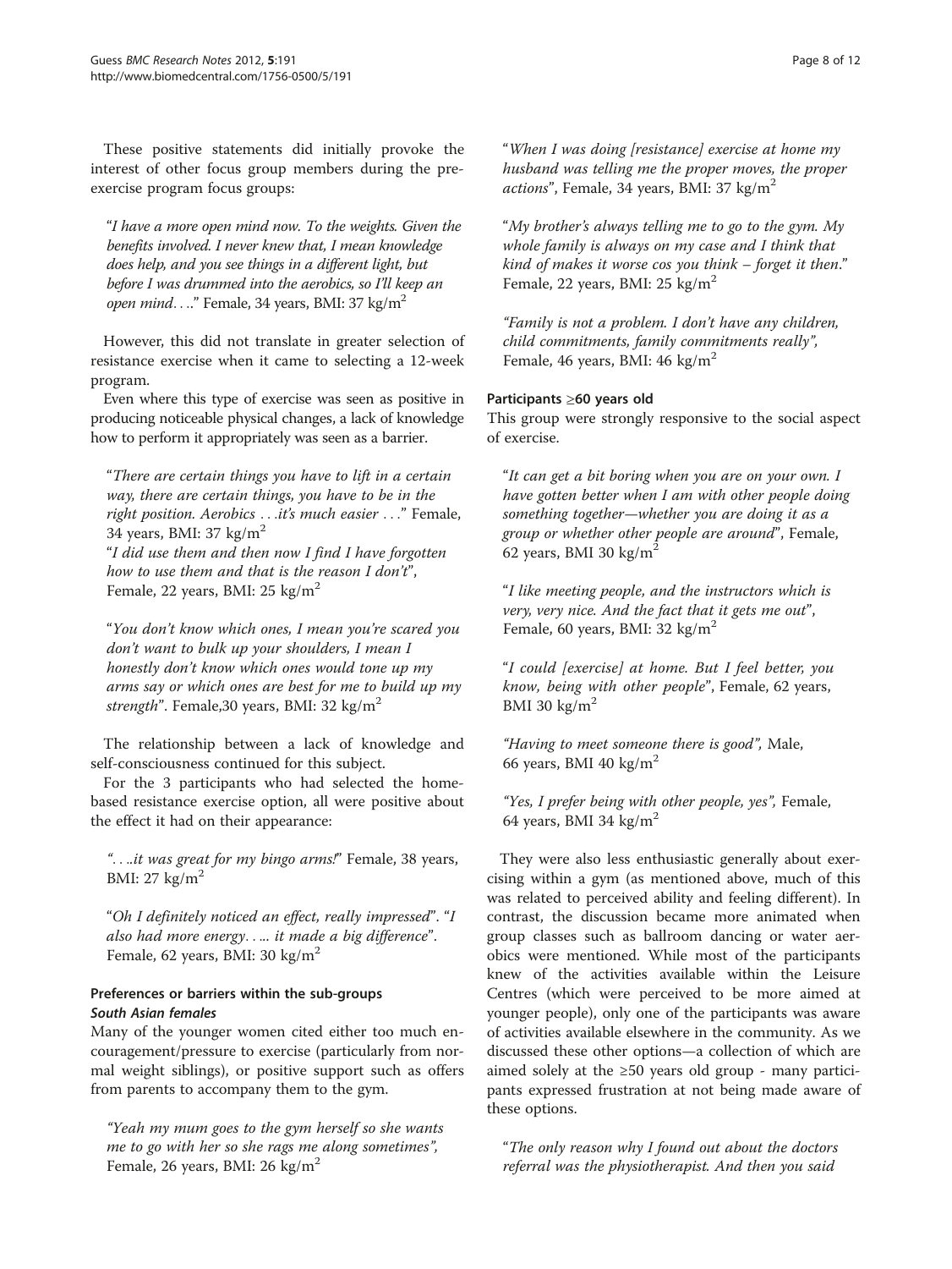These positive statements did initially provoke the interest of other focus group members during the pre-exercise program focus groups:

> "*I have a more open mind now. To the weights. Given the benefits involved. I never knew that, I mean knowledge does help, and you see things in a different light, but before I was drummed into the aerobics, so I'll keep an open mind….*" Female, 34 years, BMI: 37 kg/m$^2$

However, this did not translate in greater selection of resistance exercise when it came to selecting a 12-week program.

Even where this type of exercise was seen as positive in producing noticeable physical changes, a lack of knowledge how to perform it appropriately was seen as a barrier.

> "*There are certain things you have to lift in a certain way, there are certain things, you have to be in the right position. Aerobics …it's much easier …*" Female, 34 years, BMI: 37 kg/m$^2$
>
> "*I did use them and then now I find I have forgotten how to use them and that is the reason I don't*", Female, 22 years, BMI: 25 kg/m$^2$

> "*You don't know which ones, I mean you're scared you don't want to bulk up your shoulders, I mean I honestly don't know which ones would tone up my arms say or which ones are best for me to build up my strength*". Female,30 years, BMI: 32 kg/m$^2$

The relationship between a lack of knowledge and self-consciousness continued for this subject.

For the 3 participants who had selected the home-based resistance exercise option, all were positive about the effect it had on their appearance:

> "*….it was great for my bingo arms!*" Female, 38 years, BMI: 27 kg/m$^2$

> "*Oh I definitely noticed an effect, really impressed*". "*I also had more energy….. it made a big difference*". Female, 62 years, BMI: 30 kg/m$^2$

## Preferences or barriers within the sub-groups

### *South Asian females*

Many of the younger women cited either too much encouragement/pressure to exercise (particularly from normal weight siblings), or positive support such as offers from parents to accompany them to the gym.

> *"Yeah my mum goes to the gym herself so she wants me to go with her so she rags me along sometimes",* Female, 26 years, BMI: 26 kg/m$^2$

> "*When I was doing [resistance] exercise at home my husband was telling me the proper moves, the proper actions*", Female, 34 years, BMI: 37 kg/m$^2$

> "*My brother's always telling me to go to the gym. My whole family is always on my case and I think that kind of makes it worse cos you think – forget it then*." Female, 22 years, BMI: 25 kg/m$^2$

> *"Family is not a problem. I don't have any children, child commitments, family commitments really",* Female, 46 years, BMI: 46 kg/m$^2$

### Participants ≥60 years old

This group were strongly responsive to the social aspect of exercise.

> "*It can get a bit boring when you are on your own. I have gotten better when I am with other people doing something together—whether you are doing it as a group or whether other people are around*", Female, 62 years, BMI 30 kg/m$^2$

> "*I like meeting people, and the instructors which is very, very nice. And the fact that it gets me out*", Female, 60 years, BMI: 32 kg/m$^2$

> "*I could [exercise] at home. But I feel better, you know, being with other people*", Female, 62 years, BMI 30 kg/m$^2$

> *"Having to meet someone there is good",* Male, 66 years, BMI 40 kg/m$^2$

> *"Yes, I prefer being with other people, yes",* Female, 64 years, BMI 34 kg/m$^2$

They were also less enthusiastic generally about exercising within a gym (as mentioned above, much of this was related to perceived ability and feeling different). In contrast, the discussion became more animated when group classes such as ballroom dancing or water aerobics were mentioned. While most of the participants knew of the activities available within the Leisure Centres (which were perceived to be more aimed at younger people), only one of the participants was aware of activities available elsewhere in the community. As we discussed these other options—a collection of which are aimed solely at the ≥50 years old group - many participants expressed frustration at not being made aware of these options.

> "*The only reason why I found out about the doctors referral was the physiotherapist. And then you said*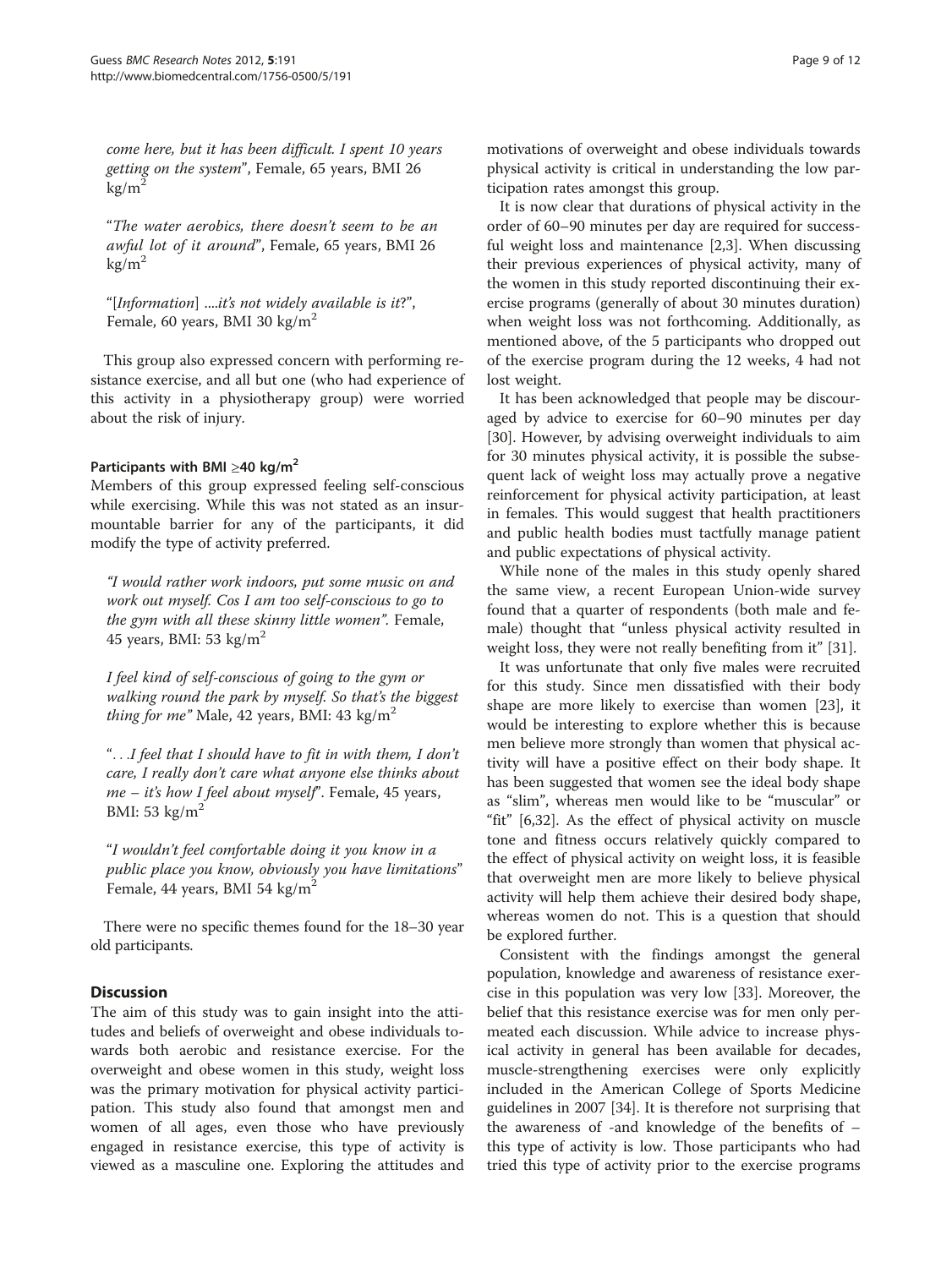*come here, but it has been difficult. I spent 10 years getting on the system*", Female, 65 years, BMI 26 $kg/m^2$

"*The water aerobics, there doesn't seem to be an awful lot of it around*", Female, 65 years, BMI 26 $kg/m^2$

"[*Information*] *....it's not widely available is it?*", Female, 60 years, BMI 30 $kg/m^2$

This group also expressed concern with performing resistance exercise, and all but one (who had experience of this activity in a physiotherapy group) were worried about the risk of injury.

#### Participants with BMI ≥40 $kg/m^2$

Members of this group expressed feeling self-conscious while exercising. While this was not stated as an insurmountable barrier for any of the participants, it did modify the type of activity preferred.

*"I would rather work indoors, put some music on and work out myself. Cos I am too self-conscious to go to the gym with all these skinny little women".* Female, 45 years, BMI: 53 $kg/m^2$

*I feel kind of self-conscious of going to the gym or walking round the park by myself. So that's the biggest thing for me"* Male, 42 years, BMI: 43 $kg/m^2$

"*. . .I feel that I should have to fit in with them, I don't care, I really don't care what anyone else thinks about me – it's how I feel about myself*". Female, 45 years, BMI: 53 $kg/m^2$

"*I wouldn't feel comfortable doing it you know in a public place you know, obviously you have limitations*" Female, 44 years, BMI 54 $kg/m^2$

There were no specific themes found for the 18–30 year old participants.

## Discussion

The aim of this study was to gain insight into the attitudes and beliefs of overweight and obese individuals towards both aerobic and resistance exercise. For the overweight and obese women in this study, weight loss was the primary motivation for physical activity participation. This study also found that amongst men and women of all ages, even those who have previously engaged in resistance exercise, this type of activity is viewed as a masculine one. Exploring the attitudes and motivations of overweight and obese individuals towards physical activity is critical in understanding the low participation rates amongst this group.

It is now clear that durations of physical activity in the order of 60–90 minutes per day are required for successful weight loss and maintenance [2,3]. When discussing their previous experiences of physical activity, many of the women in this study reported discontinuing their exercise programs (generally of about 30 minutes duration) when weight loss was not forthcoming. Additionally, as mentioned above, of the 5 participants who dropped out of the exercise program during the 12 weeks, 4 had not lost weight.

It has been acknowledged that people may be discouraged by advice to exercise for 60–90 minutes per day [30]. However, by advising overweight individuals to aim for 30 minutes physical activity, it is possible the subsequent lack of weight loss may actually prove a negative reinforcement for physical activity participation, at least in females. This would suggest that health practitioners and public health bodies must tactfully manage patient and public expectations of physical activity.

While none of the males in this study openly shared the same view, a recent European Union-wide survey found that a quarter of respondents (both male and female) thought that "unless physical activity resulted in weight loss, they were not really benefiting from it" [31].

It was unfortunate that only five males were recruited for this study. Since men dissatisfied with their body shape are more likely to exercise than women [23], it would be interesting to explore whether this is because men believe more strongly than women that physical activity will have a positive effect on their body shape. It has been suggested that women see the ideal body shape as "slim", whereas men would like to be "muscular" or "fit" [6,32]. As the effect of physical activity on muscle tone and fitness occurs relatively quickly compared to the effect of physical activity on weight loss, it is feasible that overweight men are more likely to believe physical activity will help them achieve their desired body shape, whereas women do not. This is a question that should be explored further.

Consistent with the findings amongst the general population, knowledge and awareness of resistance exercise in this population was very low [33]. Moreover, the belief that this resistance exercise was for men only permeated each discussion. While advice to increase physical activity in general has been available for decades, muscle-strengthening exercises were only explicitly included in the American College of Sports Medicine guidelines in 2007 [34]. It is therefore not surprising that the awareness of -and knowledge of the benefits of – this type of activity is low. Those participants who had tried this type of activity prior to the exercise programs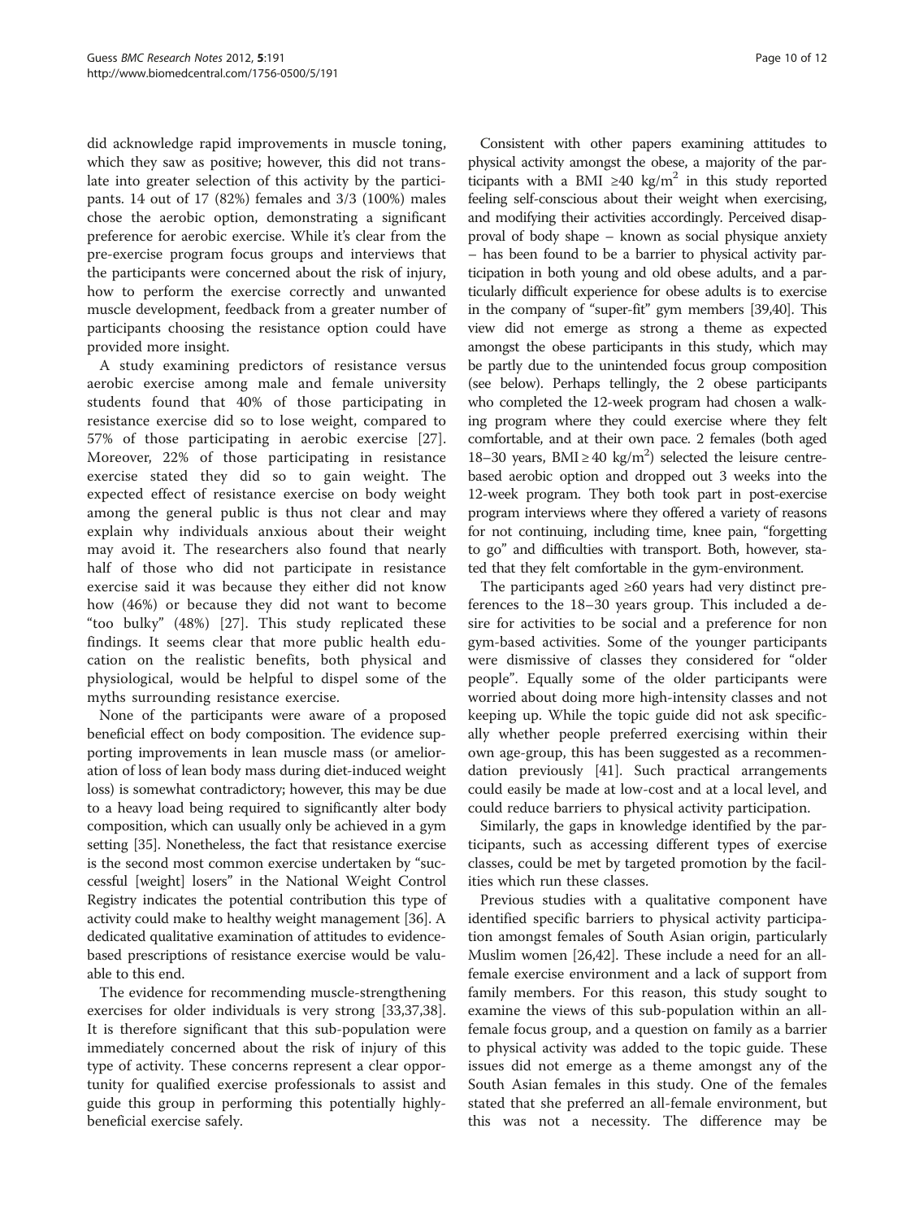did acknowledge rapid improvements in muscle toning, which they saw as positive; however, this did not translate into greater selection of this activity by the participants. 14 out of 17 (82%) females and 3/3 (100%) males chose the aerobic option, demonstrating a significant preference for aerobic exercise. While it's clear from the pre-exercise program focus groups and interviews that the participants were concerned about the risk of injury, how to perform the exercise correctly and unwanted muscle development, feedback from a greater number of participants choosing the resistance option could have provided more insight.

A study examining predictors of resistance versus aerobic exercise among male and female university students found that 40% of those participating in resistance exercise did so to lose weight, compared to 57% of those participating in aerobic exercise [27]. Moreover, 22% of those participating in resistance exercise stated they did so to gain weight. The expected effect of resistance exercise on body weight among the general public is thus not clear and may explain why individuals anxious about their weight may avoid it. The researchers also found that nearly half of those who did not participate in resistance exercise said it was because they either did not know how (46%) or because they did not want to become "too bulky" (48%) [27]. This study replicated these findings. It seems clear that more public health education on the realistic benefits, both physical and physiological, would be helpful to dispel some of the myths surrounding resistance exercise.

None of the participants were aware of a proposed beneficial effect on body composition. The evidence supporting improvements in lean muscle mass (or amelioration of loss of lean body mass during diet-induced weight loss) is somewhat contradictory; however, this may be due to a heavy load being required to significantly alter body composition, which can usually only be achieved in a gym setting [35]. Nonetheless, the fact that resistance exercise is the second most common exercise undertaken by "successful [weight] losers" in the National Weight Control Registry indicates the potential contribution this type of activity could make to healthy weight management [36]. A dedicated qualitative examination of attitudes to evidence-based prescriptions of resistance exercise would be valuable to this end.

The evidence for recommending muscle-strengthening exercises for older individuals is very strong [33,37,38]. It is therefore significant that this sub-population were immediately concerned about the risk of injury of this type of activity. These concerns represent a clear opportunity for qualified exercise professionals to assist and guide this group in performing this potentially highly-beneficial exercise safely.

Consistent with other papers examining attitudes to physical activity amongst the obese, a majority of the participants with a BMI $\geq 40$ kg/m$^2$ in this study reported feeling self-conscious about their weight when exercising, and modifying their activities accordingly. Perceived disapproval of body shape – known as social physique anxiety – has been found to be a barrier to physical activity participation in both young and old obese adults, and a particularly difficult experience for obese adults is to exercise in the company of "super-fit" gym members [39,40]. This view did not emerge as strong a theme as expected amongst the obese participants in this study, which may be partly due to the unintended focus group composition (see below). Perhaps tellingly, the 2 obese participants who completed the 12-week program had chosen a walking program where they could exercise where they felt comfortable, and at their own pace. 2 females (both aged 18–30 years, BMI $\geq 40$ kg/m$^2$) selected the leisure centre-based aerobic option and dropped out 3 weeks into the 12-week program. They both took part in post-exercise program interviews where they offered a variety of reasons for not continuing, including time, knee pain, "forgetting to go" and difficulties with transport. Both, however, stated that they felt comfortable in the gym-environment.

The participants aged ≥60 years had very distinct preferences to the 18–30 years group. This included a desire for activities to be social and a preference for non gym-based activities. Some of the younger participants were dismissive of classes they considered for "older people". Equally some of the older participants were worried about doing more high-intensity classes and not keeping up. While the topic guide did not ask specifically whether people preferred exercising within their own age-group, this has been suggested as a recommendation previously [41]. Such practical arrangements could easily be made at low-cost and at a local level, and could reduce barriers to physical activity participation.

Similarly, the gaps in knowledge identified by the participants, such as accessing different types of exercise classes, could be met by targeted promotion by the facilities which run these classes.

Previous studies with a qualitative component have identified specific barriers to physical activity participation amongst females of South Asian origin, particularly Muslim women [26,42]. These include a need for an all-female exercise environment and a lack of support from family members. For this reason, this study sought to examine the views of this sub-population within an all-female focus group, and a question on family as a barrier to physical activity was added to the topic guide. These issues did not emerge as a theme amongst any of the South Asian females in this study. One of the females stated that she preferred an all-female environment, but this was not a necessity. The difference may be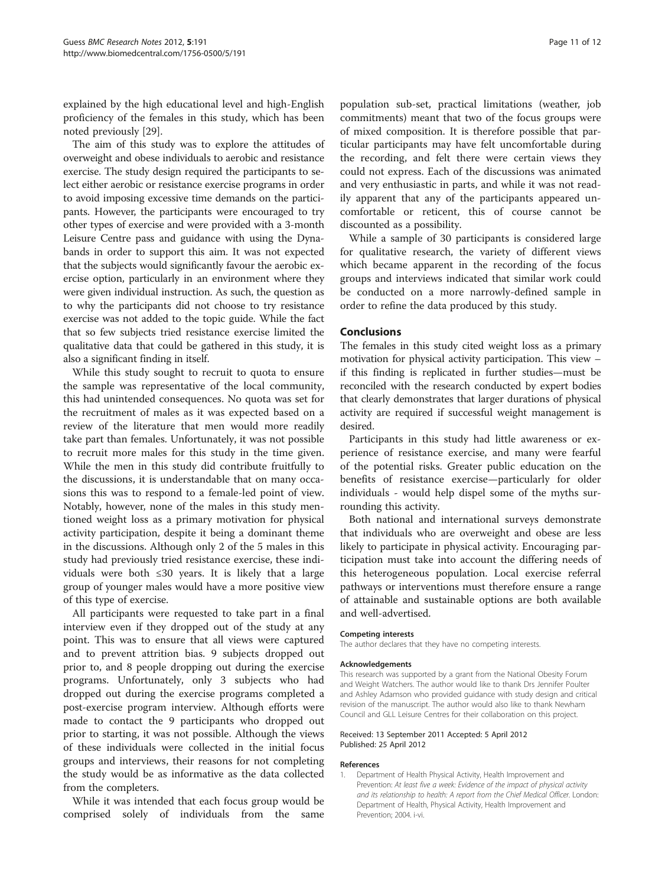explained by the high educational level and high-English proficiency of the females in this study, which has been noted previously [29].

The aim of this study was to explore the attitudes of overweight and obese individuals to aerobic and resistance exercise. The study design required the participants to select either aerobic or resistance exercise programs in order to avoid imposing excessive time demands on the participants. However, the participants were encouraged to try other types of exercise and were provided with a 3-month Leisure Centre pass and guidance with using the Dynabands in order to support this aim. It was not expected that the subjects would significantly favour the aerobic exercise option, particularly in an environment where they were given individual instruction. As such, the question as to why the participants did not choose to try resistance exercise was not added to the topic guide. While the fact that so few subjects tried resistance exercise limited the qualitative data that could be gathered in this study, it is also a significant finding in itself.

While this study sought to recruit to quota to ensure the sample was representative of the local community, this had unintended consequences. No quota was set for the recruitment of males as it was expected based on a review of the literature that men would more readily take part than females. Unfortunately, it was not possible to recruit more males for this study in the time given. While the men in this study did contribute fruitfully to the discussions, it is understandable that on many occasions this was to respond to a female-led point of view. Notably, however, none of the males in this study mentioned weight loss as a primary motivation for physical activity participation, despite it being a dominant theme in the discussions. Although only 2 of the 5 males in this study had previously tried resistance exercise, these individuals were both ≤30 years. It is likely that a large group of younger males would have a more positive view of this type of exercise.

All participants were requested to take part in a final interview even if they dropped out of the study at any point. This was to ensure that all views were captured and to prevent attrition bias. 9 subjects dropped out prior to, and 8 people dropping out during the exercise programs. Unfortunately, only 3 subjects who had dropped out during the exercise programs completed a post-exercise program interview. Although efforts were made to contact the 9 participants who dropped out prior to starting, it was not possible. Although the views of these individuals were collected in the initial focus groups and interviews, their reasons for not completing the study would be as informative as the data collected from the completers.

While it was intended that each focus group would be comprised solely of individuals from the same population sub-set, practical limitations (weather, job commitments) meant that two of the focus groups were of mixed composition. It is therefore possible that particular participants may have felt uncomfortable during the recording, and felt there were certain views they could not express. Each of the discussions was animated and very enthusiastic in parts, and while it was not readily apparent that any of the participants appeared uncomfortable or reticent, this of course cannot be discounted as a possibility.

While a sample of 30 participants is considered large for qualitative research, the variety of different views which became apparent in the recording of the focus groups and interviews indicated that similar work could be conducted on a more narrowly-defined sample in order to refine the data produced by this study.

## Conclusions

The females in this study cited weight loss as a primary motivation for physical activity participation. This view – if this finding is replicated in further studies—must be reconciled with the research conducted by expert bodies that clearly demonstrates that larger durations of physical activity are required if successful weight management is desired.

Participants in this study had little awareness or experience of resistance exercise, and many were fearful of the potential risks. Greater public education on the benefits of resistance exercise—particularly for older individuals - would help dispel some of the myths surrounding this activity.

Both national and international surveys demonstrate that individuals who are overweight and obese are less likely to participate in physical activity. Encouraging participation must take into account the differing needs of this heterogeneous population. Local exercise referral pathways or interventions must therefore ensure a range of attainable and sustainable options are both available and well-advertised.

#### Competing interests

The author declares that they have no competing interests.

#### Acknowledgements

This research was supported by a grant from the National Obesity Forum and Weight Watchers. The author would like to thank Drs Jennifer Poulter and Ashley Adamson who provided guidance with study design and critical revision of the manuscript. The author would also like to thank Newham Council and GLL Leisure Centres for their collaboration on this project.

Received: 13 September 2011 Accepted: 5 April 2012
Published: 25 April 2012

#### References

1. Department of Health Physical Activity, Health Improvement and Prevention: *At least five a week: Evidence of the impact of physical activity and its relationship to health: A report from the Chief Medical Officer*. London: Department of Health, Physical Activity, Health Improvement and Prevention; 2004. i-vi.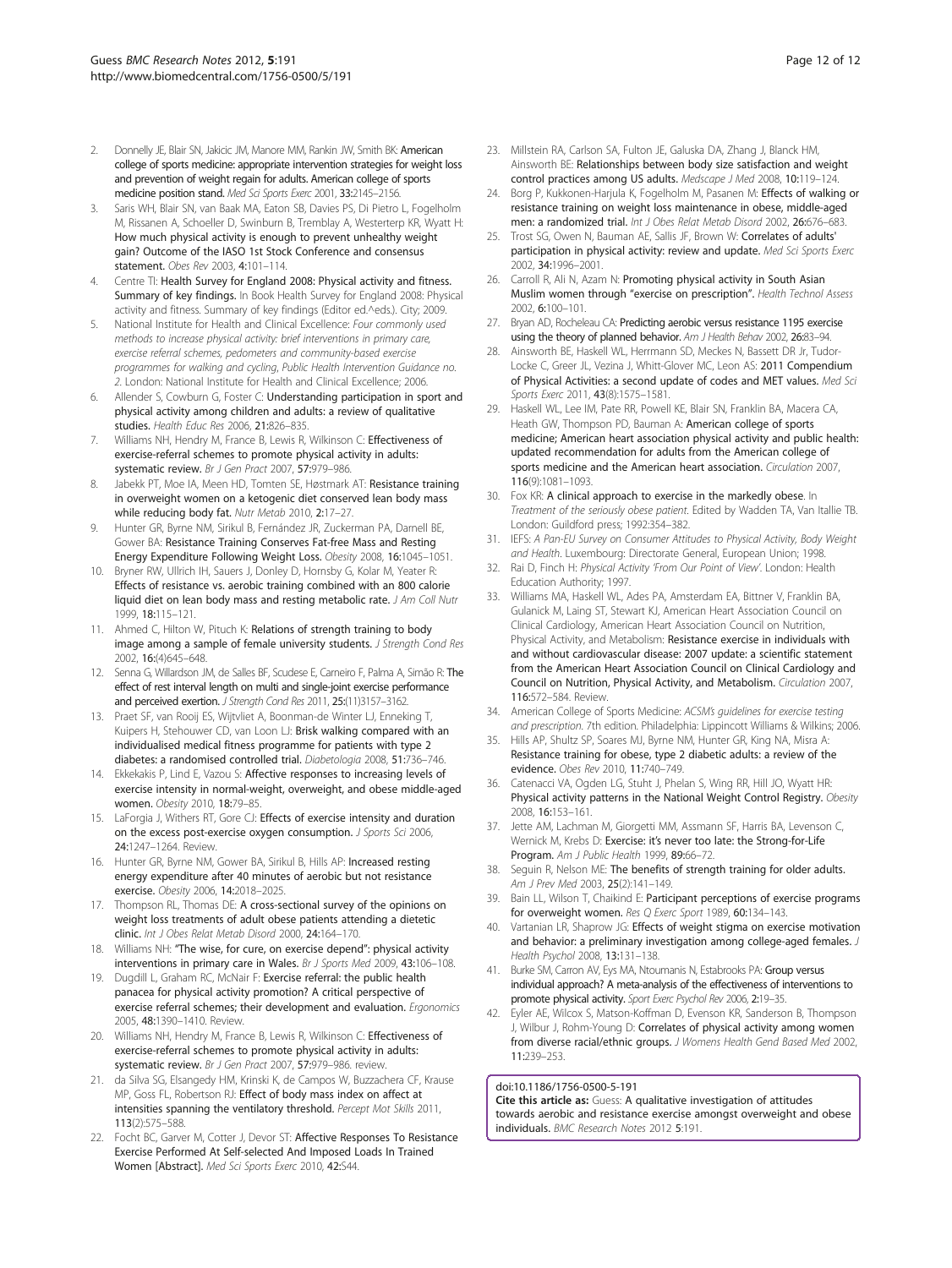2. Donnelly JE, Blair SN, Jakicic JM, Manore MM, Rankin JW, Smith BK: **American college of sports medicine: appropriate intervention strategies for weight loss and prevention of weight regain for adults. American college of sports medicine position stand.** *Med Sci Sports Exerc* 2001, **33:**2145–2156.
3. Saris WH, Blair SN, van Baak MA, Eaton SB, Davies PS, Di Pietro L, Fogelholm M, Rissanen A, Schoeller D, Swinburn B, Tremblay A, Westerterp KR, Wyatt H: **How much physical activity is enough to prevent unhealthy weight gain? Outcome of the IASO 1st Stock Conference and consensus statement.** *Obes Rev* 2003, **4:**101–114.
4. Centre TI: **Health Survey for England 2008: Physical activity and fitness. Summary of key findings.** In Book Health Survey for England 2008: Physical activity and fitness. Summary of key findings (Editor ed.^eds.). City; 2009.
5. National Institute for Health and Clinical Excellence: *Four commonly used methods to increase physical activity: brief interventions in primary care, exercise referral schemes, pedometers and community-based exercise programmes for walking and cycling, Public Health Intervention Guidance no. 2*. London: National Institute for Health and Clinical Excellence; 2006.
6. Allender S, Cowburn G, Foster C: **Understanding participation in sport and physical activity among children and adults: a review of qualitative studies.** *Health Educ Res* 2006, **21:**826–835.
7. Williams NH, Hendry M, France B, Lewis R, Wilkinson C: **Effectiveness of exercise-referral schemes to promote physical activity in adults: systematic review.** *Br J Gen Pract* 2007, **57:**979–986.
8. Jabekk PT, Moe IA, Meen HD, Tomten SE, Høstmark AT: **Resistance training in overweight women on a ketogenic diet conserved lean body mass while reducing body fat.** *Nutr Metab* 2010, **2:**17–27.
9. Hunter GR, Byrne NM, Sirikul B, Fernández JR, Zuckerman PA, Darnell BE, Gower BA: **Resistance Training Conserves Fat-free Mass and Resting Energy Expenditure Following Weight Loss.** *Obesity* 2008, **16:**1045–1051.
10. Bryner RW, Ullrich IH, Sauers J, Donley D, Hornsby G, Kolar M, Yeater R: **Effects of resistance vs. aerobic training combined with an 800 calorie liquid diet on lean body mass and resting metabolic rate.** *J Am Coll Nutr* 1999, **18:**115–121.
11. Ahmed C, Hilton W, Pituch K: **Relations of strength training to body image among a sample of female university students.** *J Strength Cond Res* 2002, **16:**(4)645–648.
12. Senna G, Willardson JM, de Salles BF, Scudese E, Carneiro F, Palma A, Simão R: **The effect of rest interval length on multi and single-joint exercise performance and perceived exertion.** *J Strength Cond Res* 2011, **25:**(11)3157–3162.
13. Praet SF, van Rooij ES, Wijtvliet A, Boonman-de Winter LJ, Enneking T, Kuipers H, Stehouwer CD, van Loon LJ: **Brisk walking compared with an individualised medical fitness programme for patients with type 2 diabetes: a randomised controlled trial.** *Diabetologia* 2008, **51:**736–746.
14. Ekkekakis P, Lind E, Vazou S: **Affective responses to increasing levels of exercise intensity in normal-weight, overweight, and obese middle-aged women.** *Obesity* 2010, **18:**79–85.
15. LaForgia J, Withers RT, Gore CJ: **Effects of exercise intensity and duration on the excess post-exercise oxygen consumption.** *J Sports Sci* 2006, **24:**1247–1264. Review.
16. Hunter GR, Byrne NM, Gower BA, Sirikul B, Hills AP: **Increased resting energy expenditure after 40 minutes of aerobic but not resistance exercise.** *Obesity* 2006, **14:**2018–2025.
17. Thompson RL, Thomas DE: **A cross-sectional survey of the opinions on weight loss treatments of adult obese patients attending a dietetic clinic.** *Int J Obes Relat Metab Disord* 2000, **24:**164–170.
18. Williams NH: **"The wise, for cure, on exercise depend": physical activity interventions in primary care in Wales.** *Br J Sports Med* 2009, **43:**106–108.
19. Dugdill L, Graham RC, McNair F: **Exercise referral: the public health panacea for physical activity promotion? A critical perspective of exercise referral schemes; their development and evaluation.** *Ergonomics* 2005, **48:**1390–1410. Review.
20. Williams NH, Hendry M, France B, Lewis R, Wilkinson C: **Effectiveness of exercise-referral schemes to promote physical activity in adults: systematic review.** *Br J Gen Pract* 2007, **57:**979–986. review.
21. da Silva SG, Elsangedy HM, Krinski K, de Campos W, Buzzachera CF, Krause MP, Goss FL, Robertson RJ: **Effect of body mass index on affect at intensities spanning the ventilatory threshold.** *Percept Mot Skills* 2011, **113**(2):575–588.
22. Focht BC, Garver M, Cotter J, Devor ST: **Affective Responses To Resistance Exercise Performed At Self-selected And Imposed Loads In Trained Women [Abstract].** *Med Sci Sports Exerc* 2010, **42:**S44.
23. Millstein RA, Carlson SA, Fulton JE, Galuska DA, Zhang J, Blanck HM, Ainsworth BE: **Relationships between body size satisfaction and weight control practices among US adults.** *Medscape J Med* 2008, **10:**119–124.
24. Borg P, Kukkonen-Harjula K, Fogelholm M, Pasanen M: **Effects of walking or resistance training on weight loss maintenance in obese, middle-aged men: a randomized trial.** *Int J Obes Relat Metab Disord* 2002, **26:**676–683.
25. Trost SG, Owen N, Bauman AE, Sallis JF, Brown W: **Correlates of adults' participation in physical activity: review and update.** *Med Sci Sports Exerc* 2002, **34:**1996–2001.
26. Carroll R, Ali N, Azam N: **Promoting physical activity in South Asian Muslim women through "exercise on prescription".** *Health Technol Assess* 2002, **6:**100–101.
27. Bryan AD, Rocheleau CA: **Predicting aerobic versus resistance 1195 exercise using the theory of planned behavior.** *Am J Health Behav* 2002, **26:**83–94.
28. Ainsworth BE, Haskell WL, Herrmann SD, Meckes N, Bassett DR Jr, Tudor-Locke C, Greer JL, Vezina J, Whitt-Glover MC, Leon AS: **2011 Compendium of Physical Activities: a second update of codes and MET values.** *Med Sci Sports Exerc* 2011, **43**(8):1575–1581.
29. Haskell WL, Lee IM, Pate RR, Powell KE, Blair SN, Franklin BA, Macera CA, Heath GW, Thompson PD, Bauman A: **American college of sports medicine; American heart association physical activity and public health: updated recommendation for adults from the American college of sports medicine and the American heart association.** *Circulation* 2007, **116**(9):1081–1093.
30. Fox KR: **A clinical approach to exercise in the markedly obese.** In *Treatment of the seriously obese patient*. Edited by Wadden TA, Van Itallie TB. London: Guildford press; 1992:354–382.
31. IEFS: *A Pan-EU Survey on Consumer Attitudes to Physical Activity, Body Weight and Health*. Luxembourg: Directorate General, European Union; 1998.
32. Rai D, Finch H: *Physical Activity 'From Our Point of View'*. London: Health Education Authority; 1997.
33. Williams MA, Haskell WL, Ades PA, Amsterdam EA, Bittner V, Franklin BA, Gulanick M, Laing ST, Stewart KJ, American Heart Association Council on Clinical Cardiology, American Heart Association Council on Nutrition, Physical Activity, and Metabolism: **Resistance exercise in individuals with and without cardiovascular disease: 2007 update: a scientific statement from the American Heart Association Council on Clinical Cardiology and Council on Nutrition, Physical Activity, and Metabolism.** *Circulation* 2007, **116:**572–584. Review.
34. American College of Sports Medicine: *ACSM's guidelines for exercise testing and prescription*. 7th edition. Philadelphia: Lippincott Williams & Wilkins; 2006.
35. Hills AP, Shultz SP, Soares MJ, Byrne NM, Hunter GR, King NA, Misra A: **Resistance training for obese, type 2 diabetic adults: a review of the evidence.** *Obes Rev* 2010, **11:**740–749.
36. Catenacci VA, Ogden LG, Stuht J, Phelan S, Wing RR, Hill JO, Wyatt HR: **Physical activity patterns in the National Weight Control Registry.** *Obesity* 2008, **16:**153–161.
37. Jette AM, Lachman M, Giorgetti MM, Assmann SF, Harris BA, Levenson C, Wernick M, Krebs D: **Exercise: it's never too late: the Strong-for-Life Program.** *Am J Public Health* 1999, **89:**66–72.
38. Seguin R, Nelson ME: **The benefits of strength training for older adults.** *Am J Prev Med* 2003, **25**(2):141–149.
39. Bain LL, Wilson T, Chaikind E: **Participant perceptions of exercise programs for overweight women.** *Res Q Exerc Sport* 1989, **60:**134–143.
40. Vartanian LR, Shaprow JG: **Effects of weight stigma on exercise motivation and behavior: a preliminary investigation among college-aged females.** *J Health Psychol* 2008, **13:**131–138.
41. Burke SM, Carron AV, Eys MA, Ntoumanis N, Estabrooks PA: **Group versus individual approach? A meta-analysis of the effectiveness of interventions to promote physical activity.** *Sport Exerc Psychol Rev* 2006, **2:**19–35.
42. Eyler AE, Wilcox S, Matson-Koffman D, Evenson KR, Sanderson B, Thompson J, Wilbur J, Rohm-Young D: **Correlates of physical activity among women from diverse racial/ethnic groups.** *J Womens Health Gend Based Med* 2002, **11:**239–253.

doi:10.1186/1756-0500-5-191

**Cite this article as:** Guess: A qualitative investigation of attitudes towards aerobic and resistance exercise amongst overweight and obese individuals. *BMC Research Notes* 2012 **5**:191.